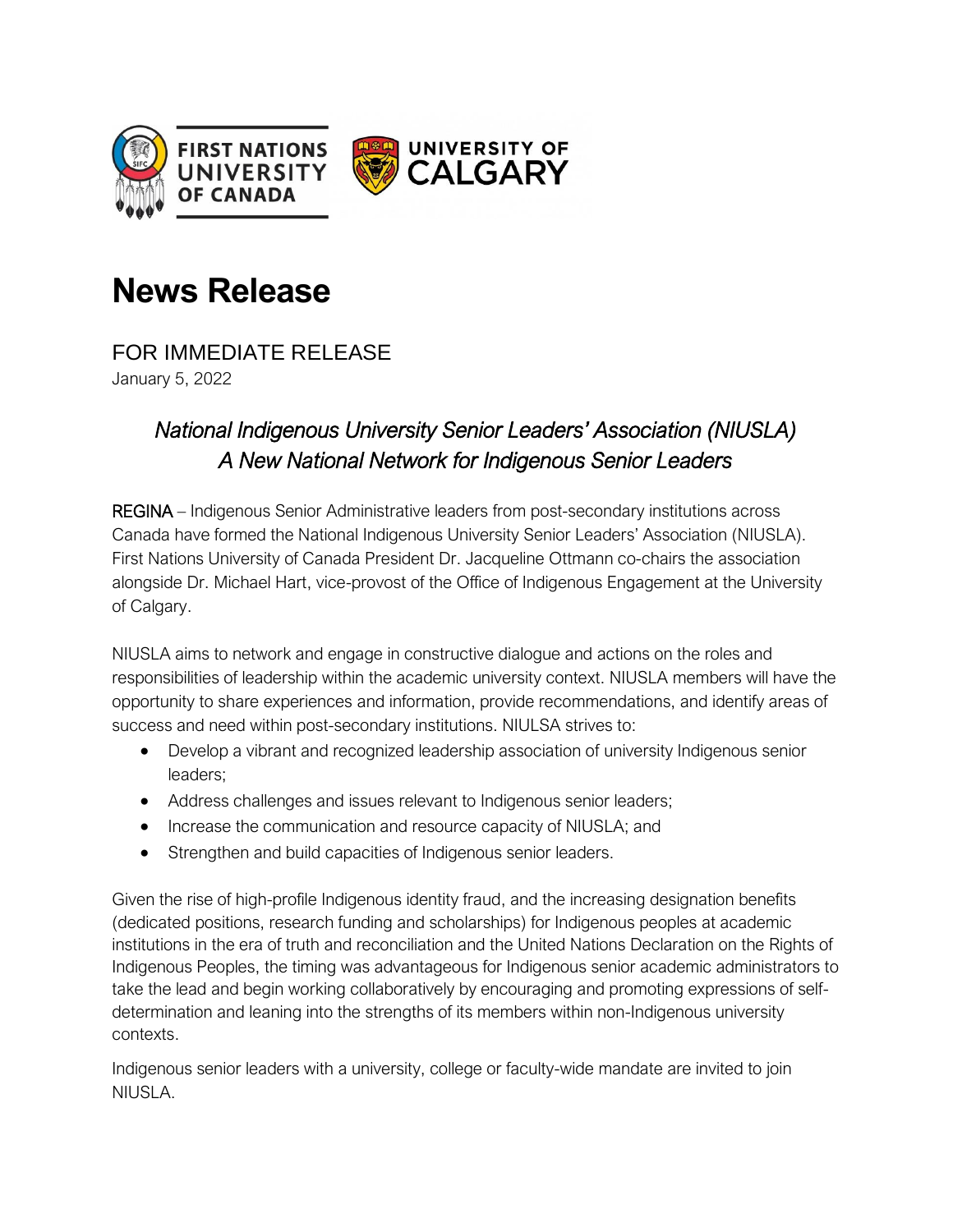# News Release

FOR IMMEDIATE RELEASE
January 5, 2022

## *National Indigenous University Senior Leaders' Association (NIUSLA)*
## *A New National Network for Indigenous Senior Leaders*

REGINA – Indigenous Senior Administrative leaders from post-secondary institutions across Canada have formed the National Indigenous University Senior Leaders' Association (NIUSLA). First Nations University of Canada President Dr. Jacqueline Ottmann co-chairs the association alongside Dr. Michael Hart, vice-provost of the Office of Indigenous Engagement at the University of Calgary.

NIUSLA aims to network and engage in constructive dialogue and actions on the roles and responsibilities of leadership within the academic university context. NIUSLA members will have the opportunity to share experiences and information, provide recommendations, and identify areas of success and need within post-secondary institutions. NIULSA strives to:

- Develop a vibrant and recognized leadership association of university Indigenous senior leaders;
- Address challenges and issues relevant to Indigenous senior leaders;
- Increase the communication and resource capacity of NIUSLA; and
- Strengthen and build capacities of Indigenous senior leaders.

Given the rise of high-profile Indigenous identity fraud, and the increasing designation benefits (dedicated positions, research funding and scholarships) for Indigenous peoples at academic institutions in the era of truth and reconciliation and the United Nations Declaration on the Rights of Indigenous Peoples, the timing was advantageous for Indigenous senior academic administrators to take the lead and begin working collaboratively by encouraging and promoting expressions of self-determination and leaning into the strengths of its members within non-Indigenous university contexts.

Indigenous senior leaders with a university, college or faculty-wide mandate are invited to join NIUSLA.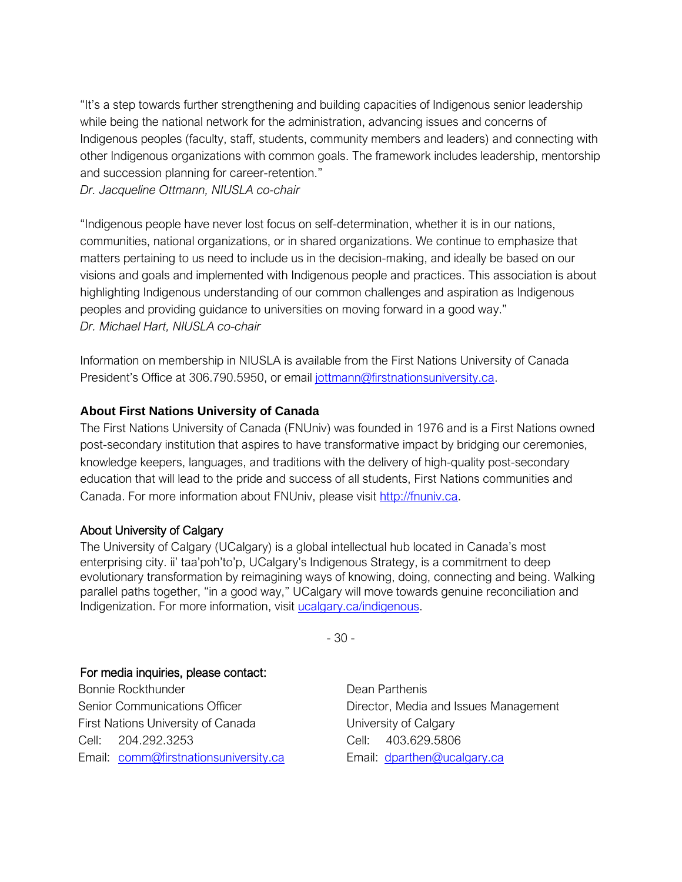"It's a step towards further strengthening and building capacities of Indigenous senior leadership while being the national network for the administration, advancing issues and concerns of Indigenous peoples (faculty, staff, students, community members and leaders) and connecting with other Indigenous organizations with common goals. The framework includes leadership, mentorship and succession planning for career-retention."
*Dr. Jacqueline Ottmann, NIUSLA co-chair*

"Indigenous people have never lost focus on self-determination, whether it is in our nations, communities, national organizations, or in shared organizations. We continue to emphasize that matters pertaining to us need to include us in the decision-making, and ideally be based on our visions and goals and implemented with Indigenous people and practices. This association is about highlighting Indigenous understanding of our common challenges and aspiration as Indigenous peoples and providing guidance to universities on moving forward in a good way."
*Dr. Michael Hart, NIUSLA co-chair*

Information on membership in NIUSLA is available from the First Nations University of Canada President's Office at 306.790.5950, or email jottmann@firstnationsuniversity.ca.

**About First Nations University of Canada**

The First Nations University of Canada (FNUniv) was founded in 1976 and is a First Nations owned post-secondary institution that aspires to have transformative impact by bridging our ceremonies, knowledge keepers, languages, and traditions with the delivery of high-quality post-secondary education that will lead to the pride and success of all students, First Nations communities and Canada. For more information about FNUniv, please visit http://fnuniv.ca.

About University of Calgary

The University of Calgary (UCalgary) is a global intellectual hub located in Canada's most enterprising city. ii' taa'poh'to'p, UCalgary's Indigenous Strategy, is a commitment to deep evolutionary transformation by reimagining ways of knowing, doing, connecting and being. Walking parallel paths together, "in a good way," UCalgary will move towards genuine reconciliation and Indigenization. For more information, visit ucalgary.ca/indigenous.

- 30 -

For media inquiries, please contact:

Bonnie Rockthunder
Senior Communications Officer
First Nations University of Canada
Cell: 204.292.3253
Email: comm@firstnationsuniversity.ca

Dean Parthenis
Director, Media and Issues Management
University of Calgary
Cell: 403.629.5806
Email: dparthen@ucalgary.ca